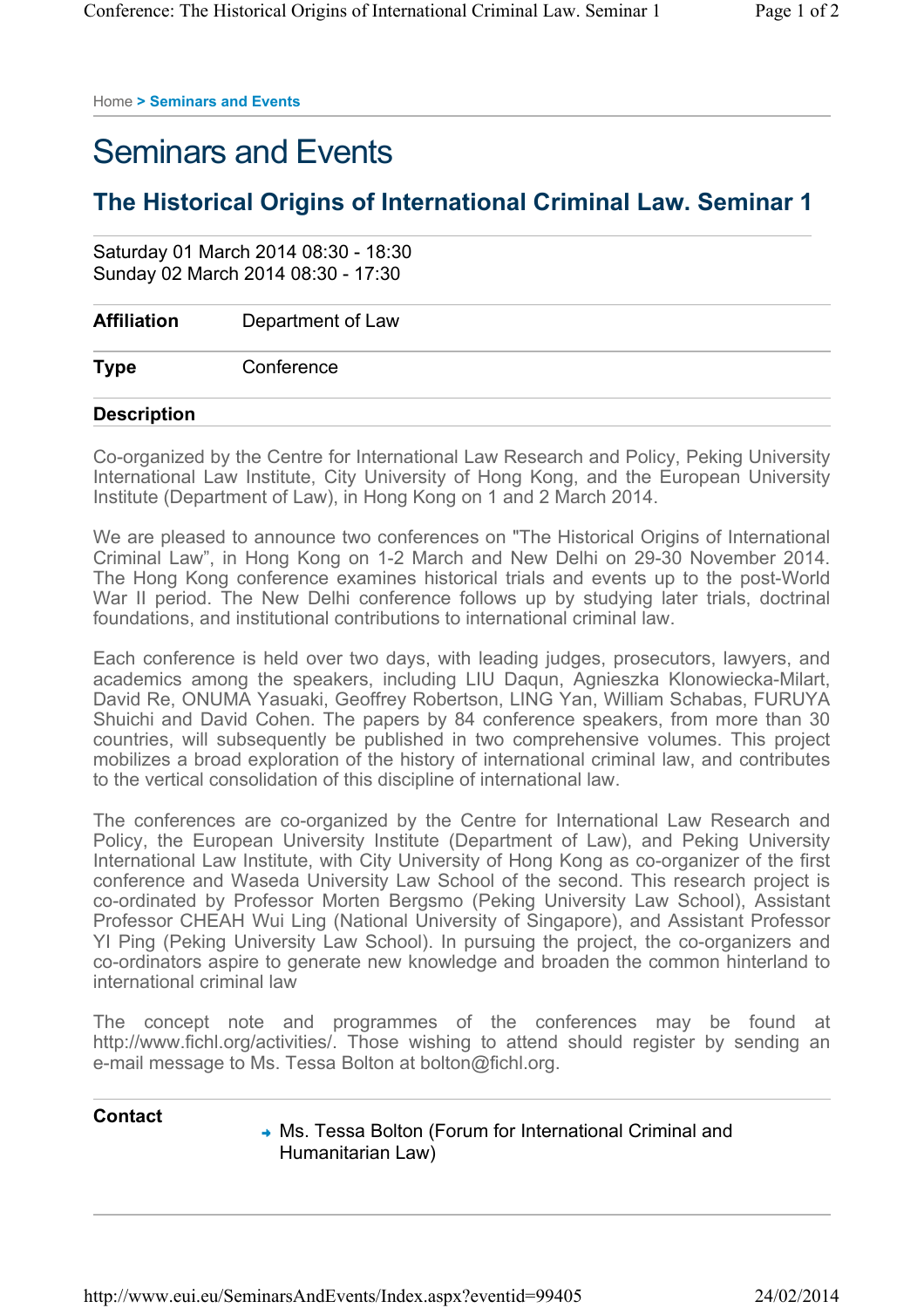Home > Seminars and Events

# Seminars and Events

## The Historical Origins of International Criminal Law. Seminar 1

Saturday 01 March 2014 08:30 - 18:30
Sunday 02 March 2014 08:30 - 17:30

| | |
|---|---|
| **Affiliation** | Department of Law |
| **Type** | Conference |

**Description**

Co-organized by the Centre for International Law Research and Policy, Peking University International Law Institute, City University of Hong Kong, and the European University Institute (Department of Law), in Hong Kong on 1 and 2 March 2014.

We are pleased to announce two conferences on "The Historical Origins of International Criminal Law", in Hong Kong on 1-2 March and New Delhi on 29-30 November 2014. The Hong Kong conference examines historical trials and events up to the post-World War II period. The New Delhi conference follows up by studying later trials, doctrinal foundations, and institutional contributions to international criminal law.

Each conference is held over two days, with leading judges, prosecutors, lawyers, and academics among the speakers, including LIU Daqun, Agnieszka Klonowiecka-Milart, David Re, ONUMA Yasuaki, Geoffrey Robertson, LING Yan, William Schabas, FURUYA Shuichi and David Cohen. The papers by 84 conference speakers, from more than 30 countries, will subsequently be published in two comprehensive volumes. This project mobilizes a broad exploration of the history of international criminal law, and contributes to the vertical consolidation of this discipline of international law.

The conferences are co-organized by the Centre for International Law Research and Policy, the European University Institute (Department of Law), and Peking University International Law Institute, with City University of Hong Kong as co-organizer of the first conference and Waseda University Law School of the second. This research project is co-ordinated by Professor Morten Bergsmo (Peking University Law School), Assistant Professor CHEAH Wui Ling (National University of Singapore), and Assistant Professor YI Ping (Peking University Law School). In pursuing the project, the co-organizers and co-ordinators aspire to generate new knowledge and broaden the common hinterland to international criminal law

The concept note and programmes of the conferences may be found at http://www.fichl.org/activities/. Those wishing to attend should register by sending an e-mail message to Ms. Tessa Bolton at bolton@fichl.org.

**Contact**

- Ms. Tessa Bolton (Forum for International Criminal and Humanitarian Law)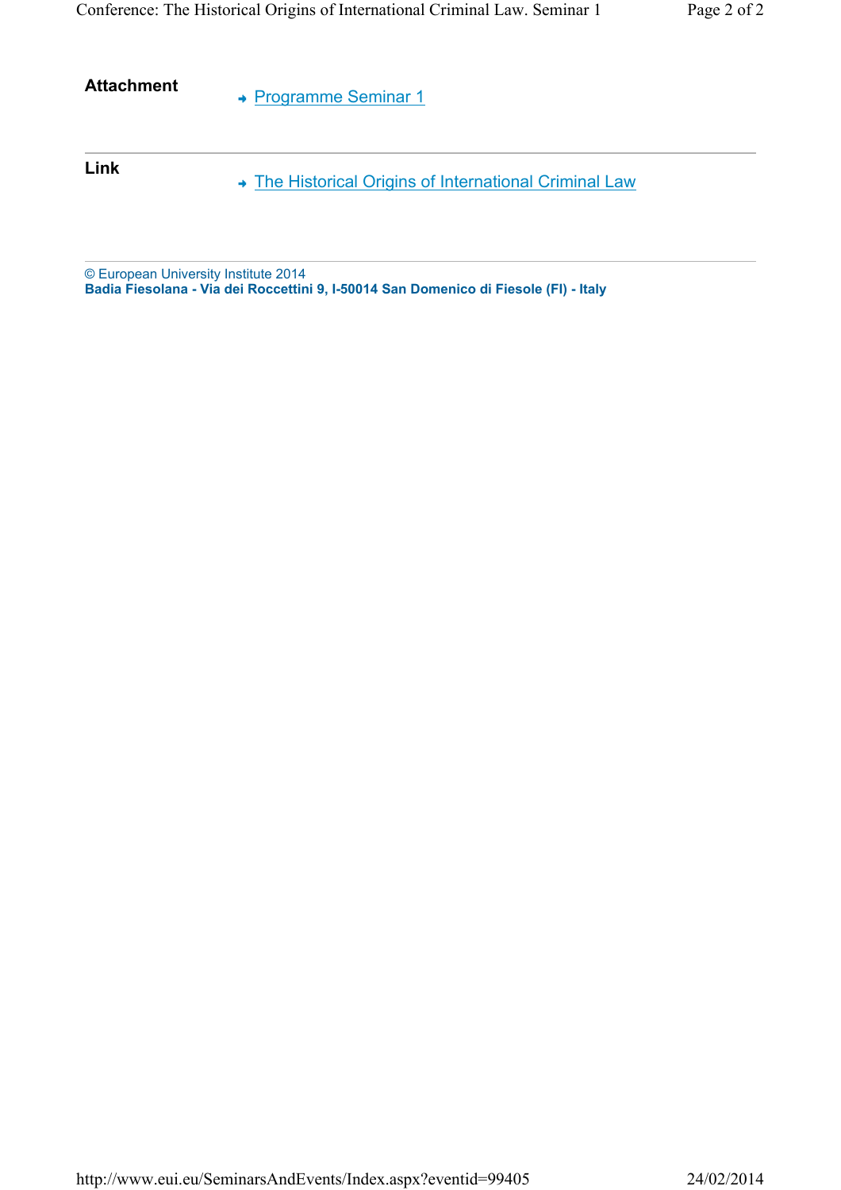**Attachment**

- Programme Seminar 1

---

**Link**

- The Historical Origins of International Criminal Law

---

© European University Institute 2014
**Badia Fiesolana - Via dei Roccettini 9, I-50014 San Domenico di Fiesole (FI) - Italy**